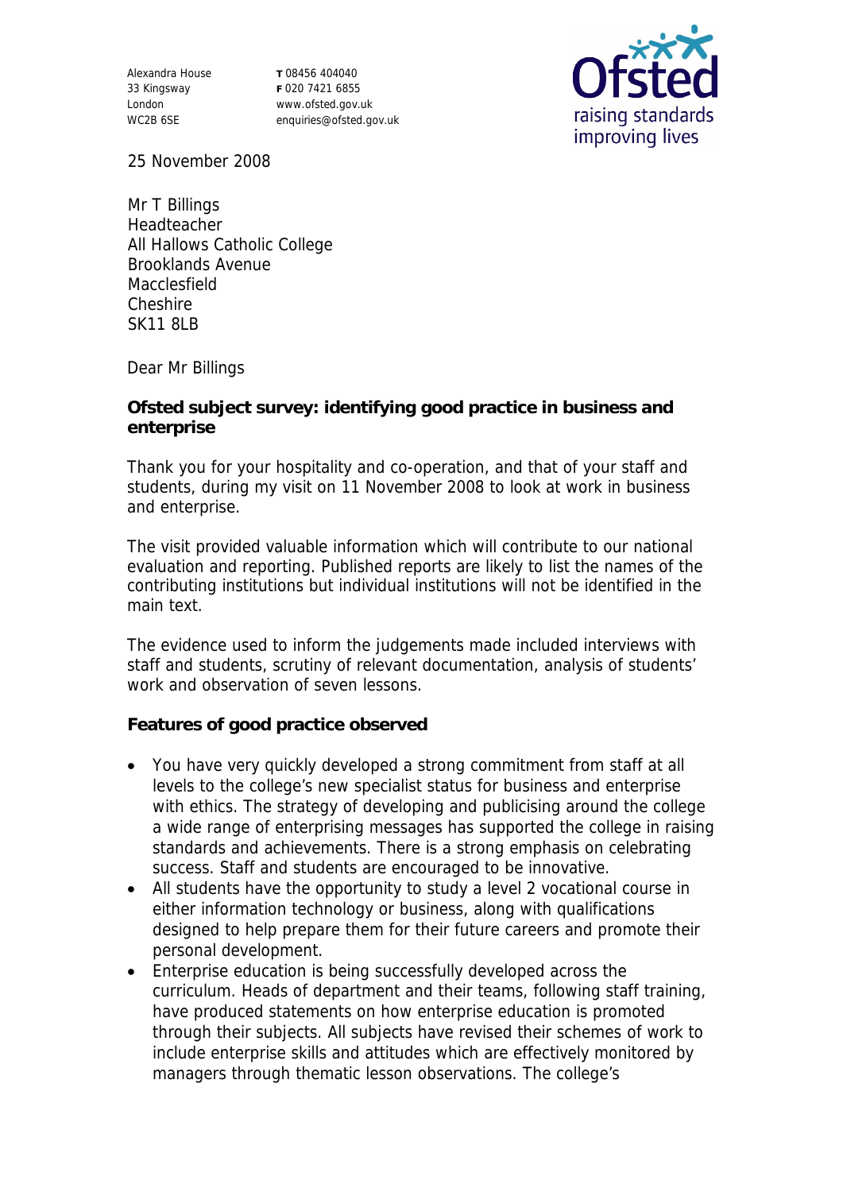Alexandra House
33 Kingsway
London
WC2B 6SE

**T** 08456 404040
**F** 020 7421 6855
www.ofsted.gov.uk
enquiries@ofsted.gov.uk

25 November 2008

Mr T Billings
Headteacher
All Hallows Catholic College
Brooklands Avenue
Macclesfield
Cheshire
SK11 8LB

Dear Mr Billings

**Ofsted subject survey: identifying good practice in business and enterprise**

Thank you for your hospitality and co-operation, and that of your staff and students, during my visit on 11 November 2008 to look at work in business and enterprise.

The visit provided valuable information which will contribute to our national evaluation and reporting. Published reports are likely to list the names of the contributing institutions but individual institutions will not be identified in the main text.

The evidence used to inform the judgements made included interviews with staff and students, scrutiny of relevant documentation, analysis of students' work and observation of seven lessons.

**Features of good practice observed**

- You have very quickly developed a strong commitment from staff at all levels to the college's new specialist status for business and enterprise with ethics. The strategy of developing and publicising around the college a wide range of enterprising messages has supported the college in raising standards and achievements. There is a strong emphasis on celebrating success. Staff and students are encouraged to be innovative.
- All students have the opportunity to study a level 2 vocational course in either information technology or business, along with qualifications designed to help prepare them for their future careers and promote their personal development.
- Enterprise education is being successfully developed across the curriculum. Heads of department and their teams, following staff training, have produced statements on how enterprise education is promoted through their subjects. All subjects have revised their schemes of work to include enterprise skills and attitudes which are effectively monitored by managers through thematic lesson observations. The college's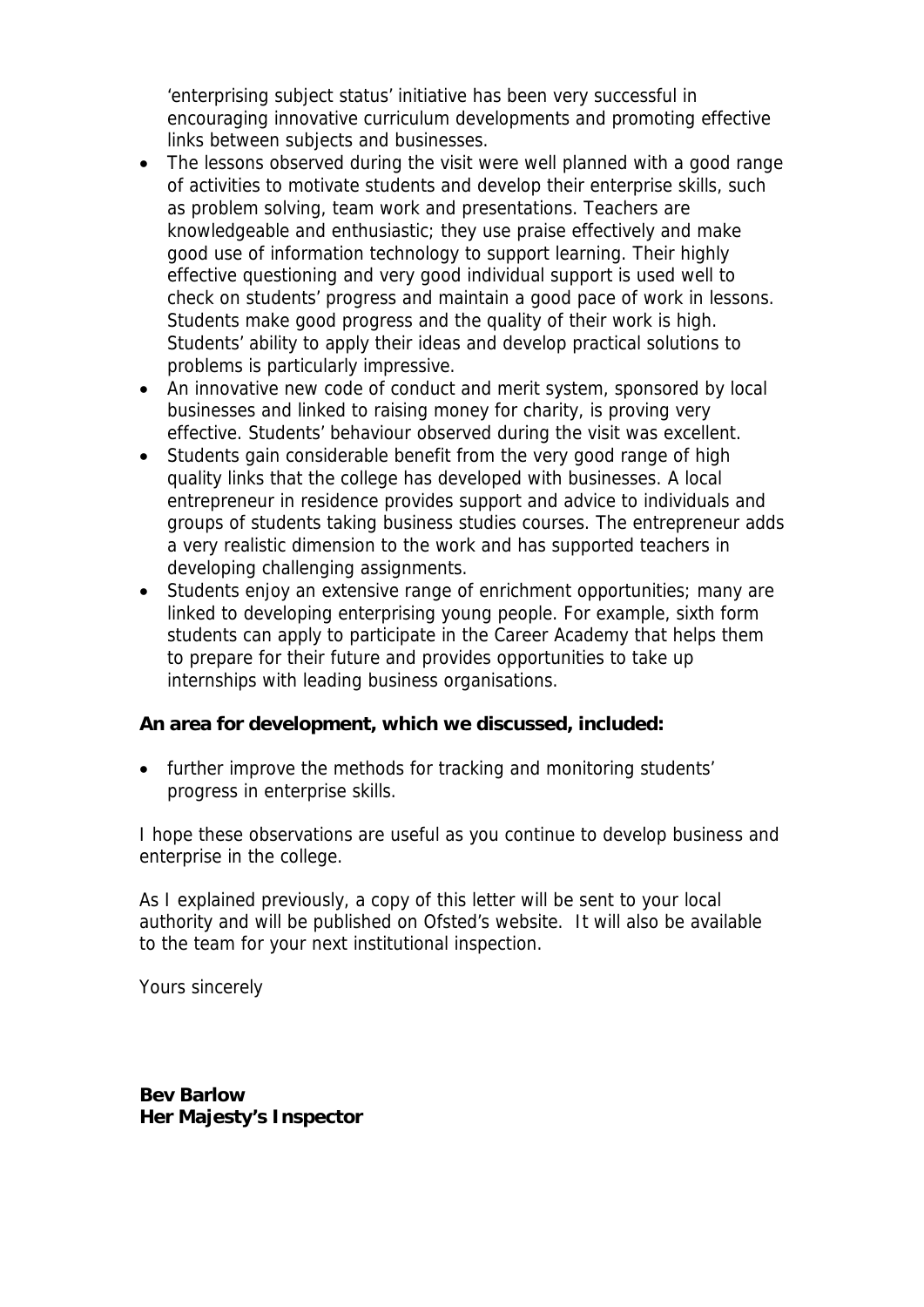'enterprising subject status' initiative has been very successful in encouraging innovative curriculum developments and promoting effective links between subjects and businesses.

- The lessons observed during the visit were well planned with a good range of activities to motivate students and develop their enterprise skills, such as problem solving, team work and presentations. Teachers are knowledgeable and enthusiastic; they use praise effectively and make good use of information technology to support learning. Their highly effective questioning and very good individual support is used well to check on students' progress and maintain a good pace of work in lessons. Students make good progress and the quality of their work is high. Students' ability to apply their ideas and develop practical solutions to problems is particularly impressive.
- An innovative new code of conduct and merit system, sponsored by local businesses and linked to raising money for charity, is proving very effective. Students' behaviour observed during the visit was excellent.
- Students gain considerable benefit from the very good range of high quality links that the college has developed with businesses. A local entrepreneur in residence provides support and advice to individuals and groups of students taking business studies courses. The entrepreneur adds a very realistic dimension to the work and has supported teachers in developing challenging assignments.
- Students enjoy an extensive range of enrichment opportunities; many are linked to developing enterprising young people. For example, sixth form students can apply to participate in the Career Academy that helps them to prepare for their future and provides opportunities to take up internships with leading business organisations.

**An area for development, which we discussed, included:**

- further improve the methods for tracking and monitoring students' progress in enterprise skills.

I hope these observations are useful as you continue to develop business and enterprise in the college.

As I explained previously, a copy of this letter will be sent to your local authority and will be published on Ofsted's website. It will also be available to the team for your next institutional inspection.

Yours sincerely

**Bev Barlow**
**Her Majesty's Inspector**